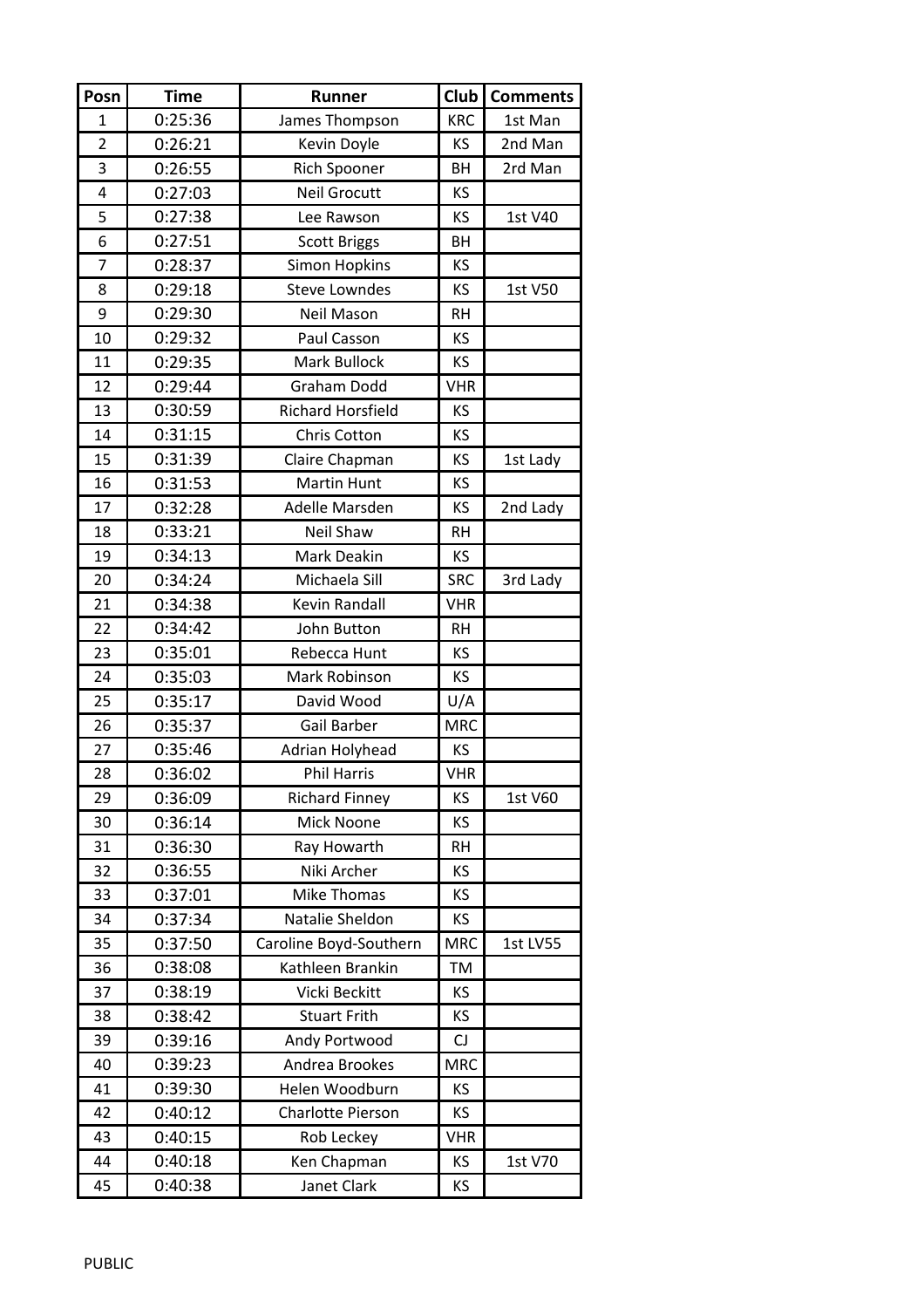| Posn | Time | Runner | Club | Comments |
| --- | --- | --- | --- | --- |
| 1 | 0:25:36 | James Thompson | KRC | 1st Man |
| 2 | 0:26:21 | Kevin Doyle | KS | 2nd Man |
| 3 | 0:26:55 | Rich Spooner | BH | 2rd Man |
| 4 | 0:27:03 | Neil Grocutt | KS | |
| 5 | 0:27:38 | Lee Rawson | KS | 1st V40 |
| 6 | 0:27:51 | Scott Briggs | BH | |
| 7 | 0:28:37 | Simon Hopkins | KS | |
| 8 | 0:29:18 | Steve Lowndes | KS | 1st V50 |
| 9 | 0:29:30 | Neil Mason | RH | |
| 10 | 0:29:32 | Paul Casson | KS | |
| 11 | 0:29:35 | Mark Bullock | KS | |
| 12 | 0:29:44 | Graham Dodd | VHR | |
| 13 | 0:30:59 | Richard Horsfield | KS | |
| 14 | 0:31:15 | Chris Cotton | KS | |
| 15 | 0:31:39 | Claire Chapman | KS | 1st Lady |
| 16 | 0:31:53 | Martin Hunt | KS | |
| 17 | 0:32:28 | Adelle Marsden | KS | 2nd Lady |
| 18 | 0:33:21 | Neil Shaw | RH | |
| 19 | 0:34:13 | Mark Deakin | KS | |
| 20 | 0:34:24 | Michaela Sill | SRC | 3rd Lady |
| 21 | 0:34:38 | Kevin Randall | VHR | |
| 22 | 0:34:42 | John Button | RH | |
| 23 | 0:35:01 | Rebecca Hunt | KS | |
| 24 | 0:35:03 | Mark Robinson | KS | |
| 25 | 0:35:17 | David Wood | U/A | |
| 26 | 0:35:37 | Gail Barber | MRC | |
| 27 | 0:35:46 | Adrian Holyhead | KS | |
| 28 | 0:36:02 | Phil Harris | VHR | |
| 29 | 0:36:09 | Richard Finney | KS | 1st V60 |
| 30 | 0:36:14 | Mick Noone | KS | |
| 31 | 0:36:30 | Ray Howarth | RH | |
| 32 | 0:36:55 | Niki Archer | KS | |
| 33 | 0:37:01 | Mike Thomas | KS | |
| 34 | 0:37:34 | Natalie Sheldon | KS | |
| 35 | 0:37:50 | Caroline Boyd-Southern | MRC | 1st LV55 |
| 36 | 0:38:08 | Kathleen Brankin | TM | |
| 37 | 0:38:19 | Vicki Beckitt | KS | |
| 38 | 0:38:42 | Stuart Frith | KS | |
| 39 | 0:39:16 | Andy Portwood | CJ | |
| 40 | 0:39:23 | Andrea Brookes | MRC | |
| 41 | 0:39:30 | Helen Woodburn | KS | |
| 42 | 0:40:12 | Charlotte Pierson | KS | |
| 43 | 0:40:15 | Rob Leckey | VHR | |
| 44 | 0:40:18 | Ken Chapman | KS | 1st V70 |
| 45 | 0:40:38 | Janet Clark | KS | |

PUBLIC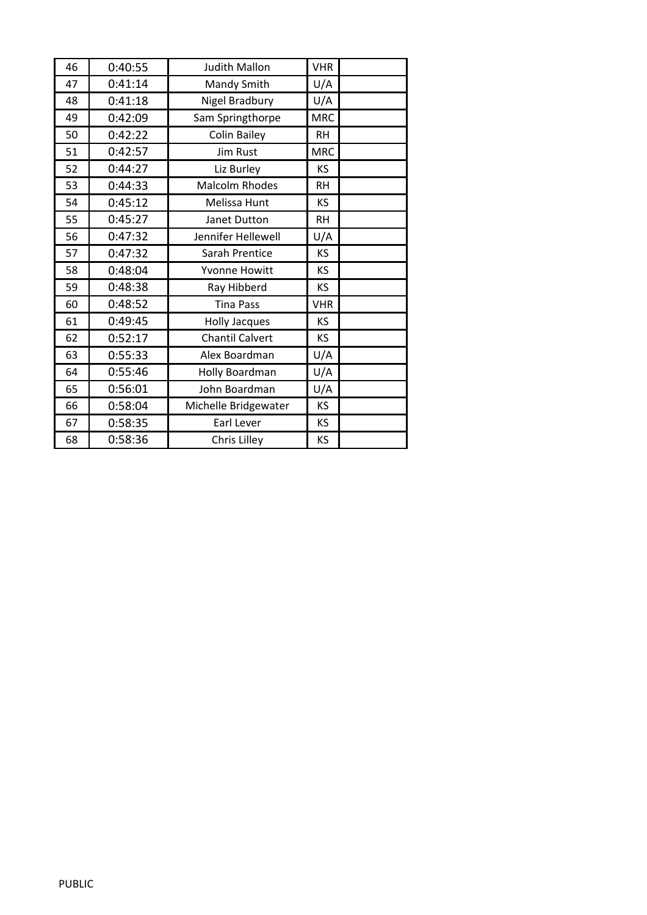| | | | | |
|---|---|---|---|---|
| 46 | 0:40:55 | Judith Mallon | VHR | |
| 47 | 0:41:14 | Mandy Smith | U/A | |
| 48 | 0:41:18 | Nigel Bradbury | U/A | |
| 49 | 0:42:09 | Sam Springthorpe | MRC | |
| 50 | 0:42:22 | Colin Bailey | RH | |
| 51 | 0:42:57 | Jim Rust | MRC | |
| 52 | 0:44:27 | Liz Burley | KS | |
| 53 | 0:44:33 | Malcolm Rhodes | RH | |
| 54 | 0:45:12 | Melissa Hunt | KS | |
| 55 | 0:45:27 | Janet Dutton | RH | |
| 56 | 0:47:32 | Jennifer Hellewell | U/A | |
| 57 | 0:47:32 | Sarah Prentice | KS | |
| 58 | 0:48:04 | Yvonne Howitt | KS | |
| 59 | 0:48:38 | Ray Hibberd | KS | |
| 60 | 0:48:52 | Tina Pass | VHR | |
| 61 | 0:49:45 | Holly Jacques | KS | |
| 62 | 0:52:17 | Chantil Calvert | KS | |
| 63 | 0:55:33 | Alex Boardman | U/A | |
| 64 | 0:55:46 | Holly Boardman | U/A | |
| 65 | 0:56:01 | John Boardman | U/A | |
| 66 | 0:58:04 | Michelle Bridgewater | KS | |
| 67 | 0:58:35 | Earl Lever | KS | |
| 68 | 0:58:36 | Chris Lilley | KS | |

PUBLIC